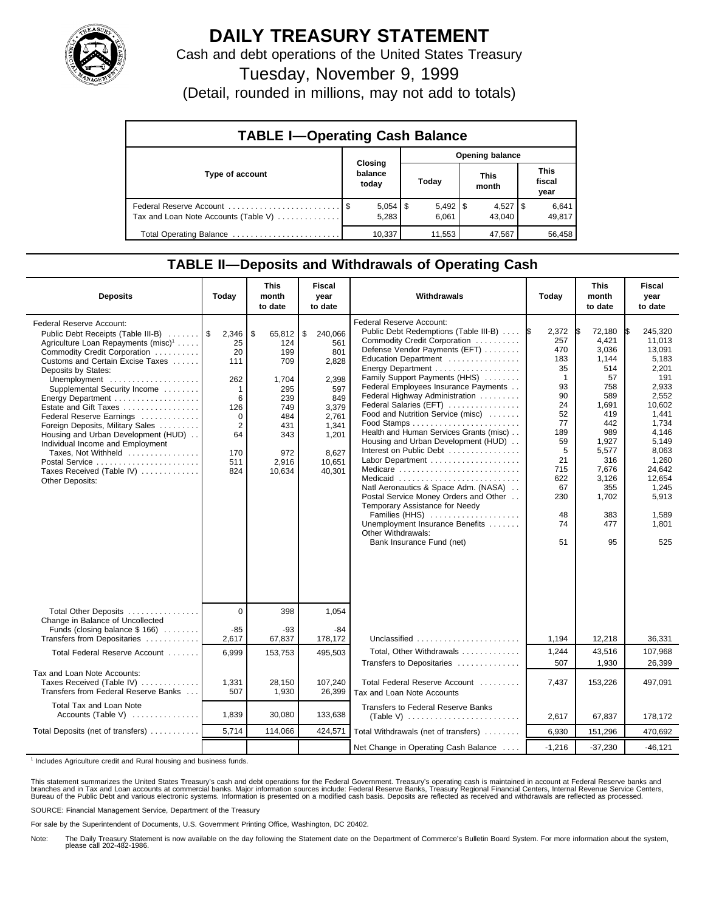# DAILY TREASURY STATEMENT

Cash and debt operations of the United States Treasury

Tuesday, November 9, 1999

(Detail, rounded in millions, may not add to totals)

## TABLE I—Operating Cash Balance

| Type of account | Closing balance today | Opening balance Today | This month | This fiscal year |
|---|---|---|---|---|
| Federal Reserve Account | $ 5,054 | $ 5,492 | $ 4,527 | $ 6,641 |
| Tax and Loan Note Accounts (Table V) | 5,283 | 6,061 | 43,040 | 49,817 |
| Total Operating Balance | 10,337 | 11,553 | 47,567 | 56,458 |

## TABLE II—Deposits and Withdrawals of Operating Cash

| Deposits | Today | This month to date | Fiscal year to date |
|---|---|---|---|
| Federal Reserve Account: | | | |
| Public Debt Receipts (Table III-B) | $ 2,346 | $ 65,812 | $ 240,066 |
| Agriculture Loan Repayments (misc)[1] | 25 | 124 | 561 |
| Commodity Credit Corporation | 20 | 199 | 801 |
| Customs and Certain Excise Taxes | 111 | 709 | 2,828 |
| Deposits by States: | | | |
| Unemployment | 262 | 1,704 | 2,398 |
| Supplemental Security Income | 1 | 295 | 597 |
| Energy Department | 6 | 239 | 849 |
| Estate and Gift Taxes | 126 | 749 | 3,379 |
| Federal Reserve Earnings | 0 | 484 | 2,761 |
| Foreign Deposits, Military Sales | 2 | 431 | 1,341 |
| Housing and Urban Development (HUD) | 64 | 343 | 1,201 |
| Individual Income and Employment Taxes, Not Withheld | 170 | 972 | 8,627 |
| Postal Service | 511 | 2,916 | 10,651 |
| Taxes Received (Table IV) | 824 | 10,634 | 40,301 |
| Other Deposits: | | | |
| Total Other Deposits | 0 | 398 | 1,054 |
| Change in Balance of Uncollected Funds (closing balance $ 166) | -85 | -93 | -84 |
| Transfers from Depositaries | 2,617 | 67,837 | 178,172 |
| Total Federal Reserve Account | 6,999 | 153,753 | 495,503 |
| Tax and Loan Note Accounts: | | | |
| Taxes Received (Table IV) | 1,331 | 28,150 | 107,240 |
| Transfers from Federal Reserve Banks | 507 | 1,930 | 26,399 |
| Total Tax and Loan Note Accounts (Table V) | 1,839 | 30,080 | 133,638 |
| Total Deposits (net of transfers) | 5,714 | 114,066 | 424,571 |

| Withdrawals | Today | This month to date | Fiscal year to date |
|---|---|---|---|
| Federal Reserve Account: | | | |
| Public Debt Redemptions (Table III-B) | $ 2,372 | $ 72,180 | $ 245,320 |
| Commodity Credit Corporation | 257 | 4,421 | 11,013 |
| Defense Vendor Payments (EFT) | 470 | 3,036 | 13,091 |
| Education Department | 183 | 1,144 | 5,183 |
| Energy Department | 35 | 514 | 2,201 |
| Family Support Payments (HHS) | 1 | 57 | 191 |
| Federal Employees Insurance Payments | 93 | 758 | 2,933 |
| Federal Highway Administration | 90 | 589 | 2,552 |
| Federal Salaries (EFT) | 24 | 1,691 | 10,602 |
| Food and Nutrition Service (misc) | 52 | 419 | 1,441 |
| Food Stamps | 77 | 442 | 1,734 |
| Health and Human Services Grants (misc) | 189 | 989 | 4,146 |
| Housing and Urban Development (HUD) | 59 | 1,927 | 5,149 |
| Interest on Public Debt | 5 | 5,577 | 8,063 |
| Labor Department | 21 | 316 | 1,260 |
| Medicare | 715 | 7,676 | 24,642 |
| Medicaid | 622 | 3,126 | 12,654 |
| Natl Aeronautics & Space Adm. (NASA) | 67 | 355 | 1,245 |
| Postal Service Money Orders and Other | 230 | 1,702 | 5,913 |
| Temporary Assistance for Needy Families (HHS) | 48 | 383 | 1,589 |
| Unemployment Insurance Benefits | 74 | 477 | 1,801 |
| Other Withdrawals: | | | |
| Bank Insurance Fund (net) | 51 | 95 | 525 |
| Unclassified | 1,194 | 12,218 | 36,331 |
| Total, Other Withdrawals | 1,244 | 43,516 | 107,968 |
| Transfers to Depositaries | 507 | 1,930 | 26,399 |
| Total Federal Reserve Account | 7,437 | 153,226 | 497,091 |
| Tax and Loan Note Accounts | | | |
| Transfers to Federal Reserve Banks (Table V) | 2,617 | 67,837 | 178,172 |
| Total Withdrawals (net of transfers) | 6,930 | 151,296 | 470,692 |
| Net Change in Operating Cash Balance | -1,216 | -37,230 | -46,121 |

[1] Includes Agriculture credit and Rural housing and business funds.

This statement summarizes the United States Treasury's cash and debt operations for the Federal Government. Treasury's operating cash is maintained in account at Federal Reserve banks and branches and in Tax and Loan accounts at commercial banks. Major information sources include: Federal Reserve Banks, Treasury Regional Financial Centers, Internal Revenue Service Centers, Bureau of the Public Debt and various electronic systems. Information is presented on a modified cash basis. Deposits are reflected as received and withdrawals are reflected as processed.

SOURCE: Financial Management Service, Department of the Treasury

For sale by the Superintendent of Documents, U.S. Government Printing Office, Washington, DC 20402.

Note: The Daily Treasury Statement is now available on the day following the Statement date on the Department of Commerce's Bulletin Board System. For more information about the system, please call 202-482-1986.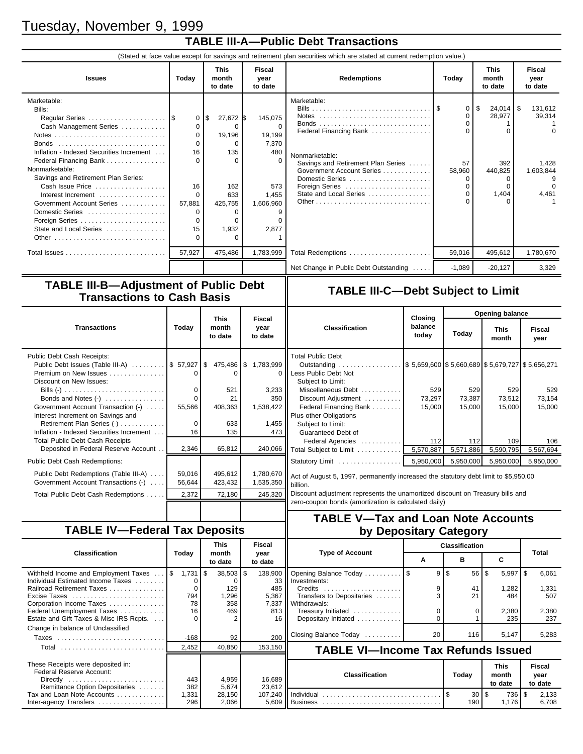Tuesday, November 9, 1999

## TABLE III-A—Public Debt Transactions

(Stated at face value except for savings and retirement plan securities which are stated at current redemption value.)

| Issues | Today | This month to date | Fiscal year to date |
|---|---|---|---|
| Marketable: | | | |
| Bills: | | | |
| Regular Series | $ 0 | $ 27,672 | $ 145,075 |
| Cash Management Series | 0 | 0 | 0 |
| Notes | 0 | 19,196 | 19,199 |
| Bonds | 0 | 0 | 7,370 |
| Inflation - Indexed Securities Increment | 16 | 135 | 480 |
| Federal Financing Bank | 0 | 0 | 0 |
| Nonmarketable: | | | |
| Savings and Retirement Plan Series: | | | |
| Cash Issue Price | 16 | 162 | 573 |
| Interest Increment | 0 | 633 | 1,455 |
| Government Account Series | 57,881 | 425,755 | 1,606,960 |
| Domestic Series | 0 | 0 | 9 |
| Foreign Series | 0 | 0 | 0 |
| State and Local Series | 15 | 1,932 | 2,877 |
| Other | 0 | 0 | 1 |
| Total Issues | 57,927 | 475,486 | 1,783,999 |

| Redemptions | Today | This month to date | Fiscal year to date |
|---|---|---|---|
| Marketable: | | | |
| Bills | $ 0 | $ 24,014 | $ 131,612 |
| Notes | 0 | 28,977 | 39,314 |
| Bonds | 0 | 1 | 1 |
| Federal Financing Bank | 0 | 0 | 0 |
| Nonmarketable: | | | |
| Savings and Retirement Plan Series | 57 | 392 | 1,428 |
| Government Account Series | 58,960 | 440,825 | 1,603,844 |
| Domestic Series | 0 | 0 | 9 |
| Foreign Series | 0 | 0 | 0 |
| State and Local Series | 0 | 1,404 | 4,461 |
| Other | 0 | 0 | 1 |
| Total Redemptions | 59,016 | 495,612 | 1,780,670 |
| Net Change in Public Debt Outstanding | -1,089 | -20,127 | 3,329 |

## TABLE III-B—Adjustment of Public Debt Transactions to Cash Basis

| Transactions | Today | This month to date | Fiscal year to date |
|---|---|---|---|
| Public Debt Cash Receipts: | | | |
| Public Debt Issues (Table III-A) | $ 57,927 | $ 475,486 | $ 1,783,999 |
| Premium on New Issues | 0 | 0 | 0 |
| Discount on New Issues: | | | |
| Bills (-) | 0 | 521 | 3,233 |
| Bonds and Notes (-) | 0 | 21 | 350 |
| Government Account Transaction (-) | 55,566 | 408,363 | 1,538,422 |
| Interest Increment on Savings and Retirement Plan Series (-) | 0 | 633 | 1,455 |
| Inflation - Indexed Securities Increment | 16 | 135 | 473 |
| Total Public Debt Cash Receipts Deposited in Federal Reserve Account | 2,346 | 65,812 | 240,066 |
| Public Debt Cash Redemptions: | | | |
| Public Debt Redemptions (Table III-A) | 59,016 | 495,612 | 1,780,670 |
| Government Account Transactions (-) | 56,644 | 423,432 | 1,535,350 |
| Total Public Debt Cash Redemptions | 2,372 | 72,180 | 245,320 |

## TABLE III-C—Debt Subject to Limit

| Classification | Closing balance today | Opening balance | | |
|---|---|---|---|---|
| | | Today | This month | Fiscal year |
| Total Public Debt Outstanding | $ 5,659,600 | $ 5,660,689 | $ 5,679,727 | $ 5,656,271 |
| Less Public Debt Not Subject to Limit: | | | | |
| Miscellaneous Debt | 529 | 529 | 529 | 529 |
| Discount Adjustment | 73,297 | 73,387 | 73,512 | 73,154 |
| Federal Financing Bank | 15,000 | 15,000 | 15,000 | 15,000 |
| Plus other Obligations Subject to Limit: | | | | |
| Guaranteed Debt of Federal Agencies | 112 | 112 | 109 | 106 |
| Total Subject to Limit | 5,570,887 | 5,571,886 | 5,590,795 | 5,567,694 |
| Statutory Limit | 5,950,000 | 5,950,000 | 5,950,000 | 5,950,000 |

Act of August 5, 1997, permanently increased the statutory debt limit to $5,950.00 billion.

Discount adjustment represents the unamortized discount on Treasury bills and zero-coupon bonds (amortization is calculated daily)

## TABLE IV—Federal Tax Deposits

| Classification | Today | This month to date | Fiscal year to date |
|---|---|---|---|
| Withheld Income and Employment Taxes | $ 1,731 | $ 38,503 | $ 138,900 |
| Individual Estimated Income Taxes | 0 | 0 | 33 |
| Railroad Retirement Taxes | 0 | 129 | 485 |
| Excise Taxes | 794 | 1,296 | 5,367 |
| Corporation Income Taxes | 78 | 358 | 7,337 |
| Federal Unemployment Taxes | 16 | 469 | 813 |
| Estate and Gift Taxes & Misc IRS Rcpts. | 0 | 2 | 16 |
| Change in balance of Unclassified Taxes | -168 | 92 | 200 |
| Total | 2,452 | 40,850 | 153,150 |
| These Receipts were deposited in: | | | |
| Federal Reserve Account: | | | |
| Directly | 443 | 4,959 | 16,689 |
| Remittance Option Depositaries | 382 | 5,674 | 23,612 |
| Tax and Loan Note Accounts | 1,331 | 28,150 | 107,240 |
| Inter-agency Transfers | 296 | 2,066 | 5,609 |

## TABLE V—Tax and Loan Note Accounts by Depositary Category

| Type of Account | Classification | | | Total |
|---|---|---|---|---|
| | A | B | C | |
| Opening Balance Today | $ 9 | $ 56 | $ 5,997 | $ 6,061 |
| Investments: | | | | |
| Credits | 9 | 41 | 1,282 | 1,331 |
| Transfers to Depositaries | 3 | 21 | 484 | 507 |
| Withdrawals: | | | | |
| Treasury Initiated | 0 | 0 | 2,380 | 2,380 |
| Depositary Initiated | 0 | 1 | 235 | 237 |
| Closing Balance Today | 20 | 116 | 5,147 | 5,283 |

## TABLE VI—Income Tax Refunds Issued

| Classification | Today | This month to date | Fiscal year to date |
|---|---|---|---|
| Individual | $ 30 | $ 736 | $ 2,133 |
| Business | 190 | 1,176 | 6,708 |